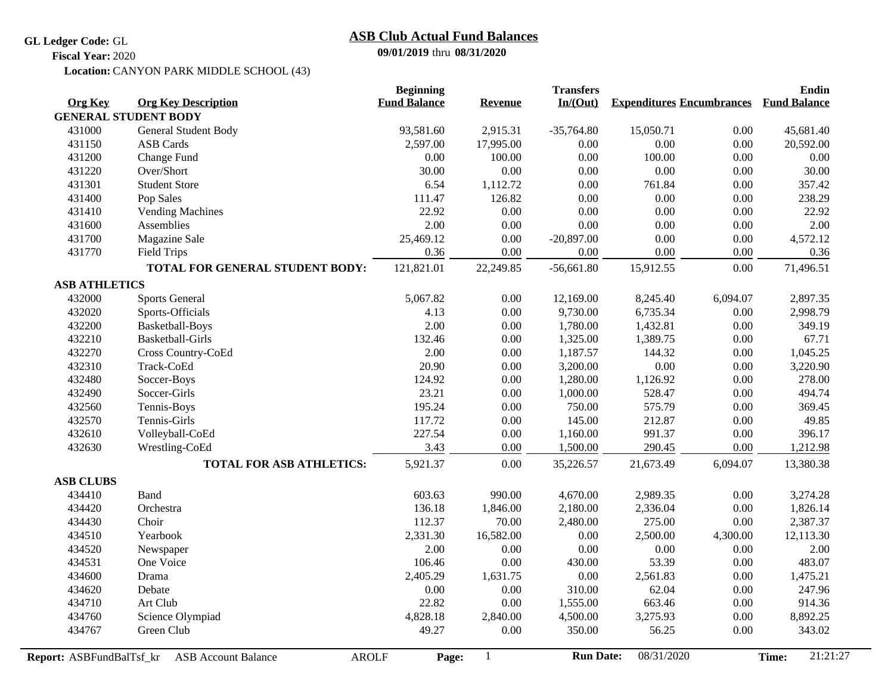**GL Ledger Code:** GL

**Fiscal Year:** 2020

**Location:** CANYON PARK MIDDLE SCHOOL (43)

# ASB Club Actual Fund Balances

**09/01/2019** thru **08/31/2020**

| Org Key | Org Key Description | Beginning Fund Balance | Revenue | Transfers In/(Out) | Expenditures | Encumbrances | Endin Fund Balance |
|---|---|---|---|---|---|---|---|
| **GENERAL STUDENT BODY** | | | | | | | |
| 431000 | General Student Body | 93,581.60 | 2,915.31 | -35,764.80 | 15,050.71 | 0.00 | 45,681.40 |
| 431150 | ASB Cards | 2,597.00 | 17,995.00 | 0.00 | 0.00 | 0.00 | 20,592.00 |
| 431200 | Change Fund | 0.00 | 100.00 | 0.00 | 100.00 | 0.00 | 0.00 |
| 431220 | Over/Short | 30.00 | 0.00 | 0.00 | 0.00 | 0.00 | 30.00 |
| 431301 | Student Store | 6.54 | 1,112.72 | 0.00 | 761.84 | 0.00 | 357.42 |
| 431400 | Pop Sales | 111.47 | 126.82 | 0.00 | 0.00 | 0.00 | 238.29 |
| 431410 | Vending Machines | 22.92 | 0.00 | 0.00 | 0.00 | 0.00 | 22.92 |
| 431600 | Assemblies | 2.00 | 0.00 | 0.00 | 0.00 | 0.00 | 2.00 |
| 431700 | Magazine Sale | 25,469.12 | 0.00 | -20,897.00 | 0.00 | 0.00 | 4,572.12 |
| 431770 | Field Trips | 0.36 | 0.00 | 0.00 | 0.00 | 0.00 | 0.36 |
| | **TOTAL FOR GENERAL STUDENT BODY:** | 121,821.01 | 22,249.85 | -56,661.80 | 15,912.55 | 0.00 | 71,496.51 |
| **ASB ATHLETICS** | | | | | | | |
| 432000 | Sports General | 5,067.82 | 0.00 | 12,169.00 | 8,245.40 | 6,094.07 | 2,897.35 |
| 432020 | Sports-Officials | 4.13 | 0.00 | 9,730.00 | 6,735.34 | 0.00 | 2,998.79 |
| 432200 | Basketball-Boys | 2.00 | 0.00 | 1,780.00 | 1,432.81 | 0.00 | 349.19 |
| 432210 | Basketball-Girls | 132.46 | 0.00 | 1,325.00 | 1,389.75 | 0.00 | 67.71 |
| 432270 | Cross Country-CoEd | 2.00 | 0.00 | 1,187.57 | 144.32 | 0.00 | 1,045.25 |
| 432310 | Track-CoEd | 20.90 | 0.00 | 3,200.00 | 0.00 | 0.00 | 3,220.90 |
| 432480 | Soccer-Boys | 124.92 | 0.00 | 1,280.00 | 1,126.92 | 0.00 | 278.00 |
| 432490 | Soccer-Girls | 23.21 | 0.00 | 1,000.00 | 528.47 | 0.00 | 494.74 |
| 432560 | Tennis-Boys | 195.24 | 0.00 | 750.00 | 575.79 | 0.00 | 369.45 |
| 432570 | Tennis-Girls | 117.72 | 0.00 | 145.00 | 212.87 | 0.00 | 49.85 |
| 432610 | Volleyball-CoEd | 227.54 | 0.00 | 1,160.00 | 991.37 | 0.00 | 396.17 |
| 432630 | Wrestling-CoEd | 3.43 | 0.00 | 1,500.00 | 290.45 | 0.00 | 1,212.98 |
| | **TOTAL FOR ASB ATHLETICS:** | 5,921.37 | 0.00 | 35,226.57 | 21,673.49 | 6,094.07 | 13,380.38 |
| **ASB CLUBS** | | | | | | | |
| 434410 | Band | 603.63 | 990.00 | 4,670.00 | 2,989.35 | 0.00 | 3,274.28 |
| 434420 | Orchestra | 136.18 | 1,846.00 | 2,180.00 | 2,336.04 | 0.00 | 1,826.14 |
| 434430 | Choir | 112.37 | 70.00 | 2,480.00 | 275.00 | 0.00 | 2,387.37 |
| 434510 | Yearbook | 2,331.30 | 16,582.00 | 0.00 | 2,500.00 | 4,300.00 | 12,113.30 |
| 434520 | Newspaper | 2.00 | 0.00 | 0.00 | 0.00 | 0.00 | 2.00 |
| 434531 | One Voice | 106.46 | 0.00 | 430.00 | 53.39 | 0.00 | 483.07 |
| 434600 | Drama | 2,405.29 | 1,631.75 | 0.00 | 2,561.83 | 0.00 | 1,475.21 |
| 434620 | Debate | 0.00 | 0.00 | 310.00 | 62.04 | 0.00 | 247.96 |
| 434710 | Art Club | 22.82 | 0.00 | 1,555.00 | 663.46 | 0.00 | 914.36 |
| 434760 | Science Olympiad | 4,828.18 | 2,840.00 | 4,500.00 | 3,275.93 | 0.00 | 8,892.25 |
| 434767 | Green Club | 49.27 | 0.00 | 350.00 | 56.25 | 0.00 | 343.02 |

**Report:** ASBFundBalTsf_kr ASB Account Balance AROLF **Run Date:** 08/31/2020 **Time:** 21:21:27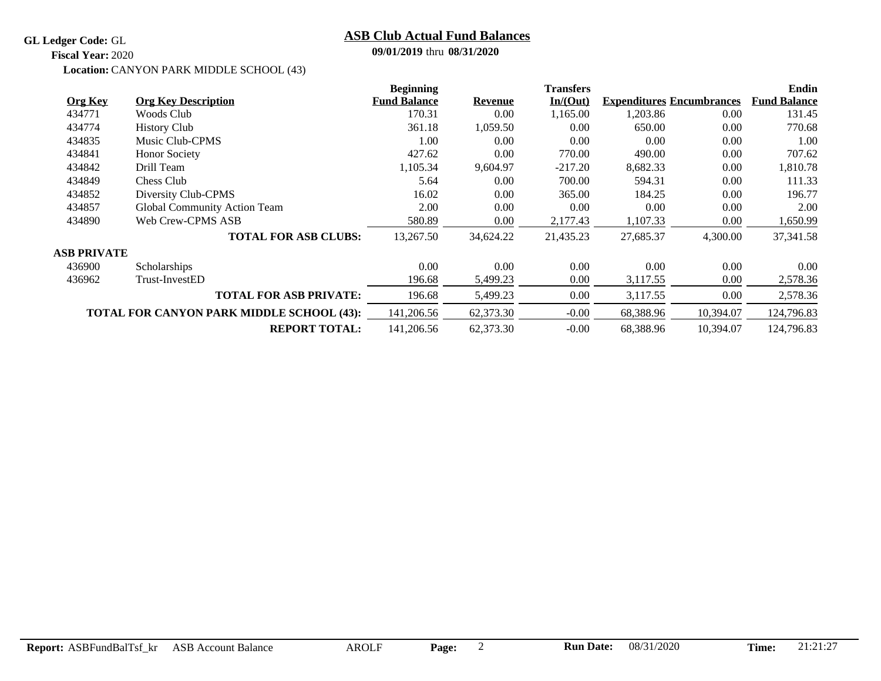**GL Ledger Code:** GL

**Fiscal Year:** 2020

**Location:** CANYON PARK MIDDLE SCHOOL (43)

## ASB Club Actual Fund Balances

**09/01/2019** thru **08/31/2020**

| Org Key | Org Key Description | Beginning Fund Balance | Revenue | Transfers In/(Out) | Expenditures | Encumbrances | Endin Fund Balance |
|---|---|---|---|---|---|---|---|
| 434771 | Woods Club | 170.31 | 0.00 | 1,165.00 | 1,203.86 | 0.00 | 131.45 |
| 434774 | History Club | 361.18 | 1,059.50 | 0.00 | 650.00 | 0.00 | 770.68 |
| 434835 | Music Club-CPMS | 1.00 | 0.00 | 0.00 | 0.00 | 0.00 | 1.00 |
| 434841 | Honor Society | 427.62 | 0.00 | 770.00 | 490.00 | 0.00 | 707.62 |
| 434842 | Drill Team | 1,105.34 | 9,604.97 | -217.20 | 8,682.33 | 0.00 | 1,810.78 |
| 434849 | Chess Club | 5.64 | 0.00 | 700.00 | 594.31 | 0.00 | 111.33 |
| 434852 | Diversity Club-CPMS | 16.02 | 0.00 | 365.00 | 184.25 | 0.00 | 196.77 |
| 434857 | Global Community Action Team | 2.00 | 0.00 | 0.00 | 0.00 | 0.00 | 2.00 |
| 434890 | Web Crew-CPMS ASB | 580.89 | 0.00 | 2,177.43 | 1,107.33 | 0.00 | 1,650.99 |
| | **TOTAL FOR ASB CLUBS:** | 13,267.50 | 34,624.22 | 21,435.23 | 27,685.37 | 4,300.00 | 37,341.58 |
| **ASB PRIVATE** | | | | | | | |
| 436900 | Scholarships | 0.00 | 0.00 | 0.00 | 0.00 | 0.00 | 0.00 |
| 436962 | Trust-InvestED | 196.68 | 5,499.23 | 0.00 | 3,117.55 | 0.00 | 2,578.36 |
| | **TOTAL FOR ASB PRIVATE:** | 196.68 | 5,499.23 | 0.00 | 3,117.55 | 0.00 | 2,578.36 |
| | **TOTAL FOR CANYON PARK MIDDLE SCHOOL (43):** | 141,206.56 | 62,373.30 | -0.00 | 68,388.96 | 10,394.07 | 124,796.83 |
| | **REPORT TOTAL:** | 141,206.56 | 62,373.30 | -0.00 | 68,388.96 | 10,394.07 | 124,796.83 |

**Report:** ASBFundBalTsf_kr ASB Account Balance AROLF **Run Date:** 08/31/2020 **Time:** 21:21:27